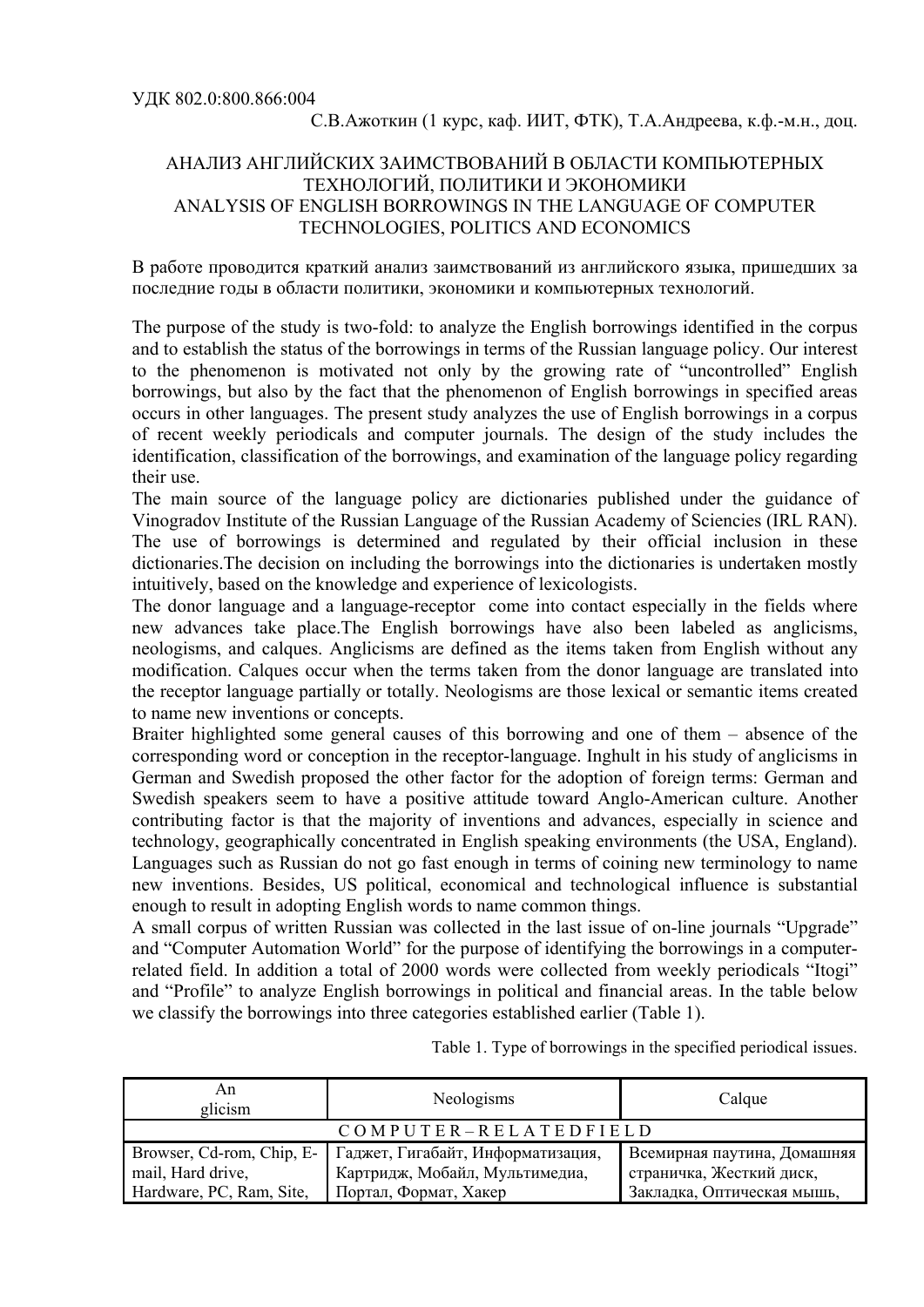УДК 802.0:800.866:004

С.В.Ажоткин (1 курс, каф. ИИТ, ФТК), Т.А.Андреева, к.ф.-м.н., доц.

# АНАЛИЗ АНГЛИЙСКИХ ЗАИМСТВОВАНИЙ В ОБЛАСТИ КОМПЬЮТЕРНЫХ ТЕХНОЛОГИЙ, ПОЛИТИКИ И ЭКОНОМИКИ
# ANALYSIS OF ENGLISH BORROWINGS IN THE LANGUAGE OF COMPUTER TECHNOLOGIES, POLITICS AND ECONOMICS

В работе проводится краткий анализ заимствований из английского языка, пришедших за последние годы в области политики, экономики и компьютерных технологий.

The purpose of the study is two-fold: to analyze the English borrowings identified in the corpus and to establish the status of the borrowings in terms of the Russian language policy. Our interest to the phenomenon is motivated not only by the growing rate of "uncontrolled" English borrowings, but also by the fact that the phenomenon of English borrowings in specified areas occurs in other languages. The present study analyzes the use of English borrowings in a corpus of recent weekly periodicals and computer journals. The design of the study includes the identification, classification of the borrowings, and examination of the language policy regarding their use.

The main source of the language policy are dictionaries published under the guidance of Vinogradov Institute of the Russian Language of the Russian Academy of Sciencies (IRL RAN). The use of borrowings is determined and regulated by their official inclusion in these dictionaries.The decision on including the borrowings into the dictionaries is undertaken mostly intuitively, based on the knowledge and experience of lexicologists.

The donor language and a language-receptor come into contact especially in the fields where new advances take place.The English borrowings have also been labeled as anglicisms, neologisms, and calques. Anglicisms are defined as the items taken from English without any modification. Calques occur when the terms taken from the donor language are translated into the receptor language partially or totally. Neologisms are those lexical or semantic items created to name new inventions or concepts.

Braiter highlighted some general causes of this borrowing and one of them – absence of the corresponding word or conception in the receptor-language. Inghult in his study of anglicisms in German and Swedish proposed the other factor for the adoption of foreign terms: German and Swedish speakers seem to have a positive attitude toward Anglo-American culture. Another contributing factor is that the majority of inventions and advances, especially in science and technology, geographically concentrated in English speaking environments (the USA, England). Languages such as Russian do not go fast enough in terms of coining new terminology to name new inventions. Besides, US political, economical and technological influence is substantial enough to result in adopting English words to name common things.

A small corpus of written Russian was collected in the last issue of on-line journals "Upgrade" and "Computer Automation World" for the purpose of identifying the borrowings in a computer-related field. In addition a total of 2000 words were collected from weekly periodicals "Itogi" and "Profile" to analyze English borrowings in political and financial areas. In the table below we classify the borrowings into three categories established earlier (Table 1).

Table 1. Type of borrowings in the specified periodical issues.

| Anglicism | Neologisms | Calque |
|---|---|---|
| COMPUTER – RELATED FIELD | | |
| Browser, Cd-rom, Chip, E-mail, Hard drive, Hardware, PC, Ram, Site, | Гаджет, Гигабайт, Информатизация, Картридж, Мобайл, Мультимедиа, Портал, Формат, Хакер | Всемирная паутина, Домашняя страничка, Жесткий диск, Закладка, Оптическая мышь, |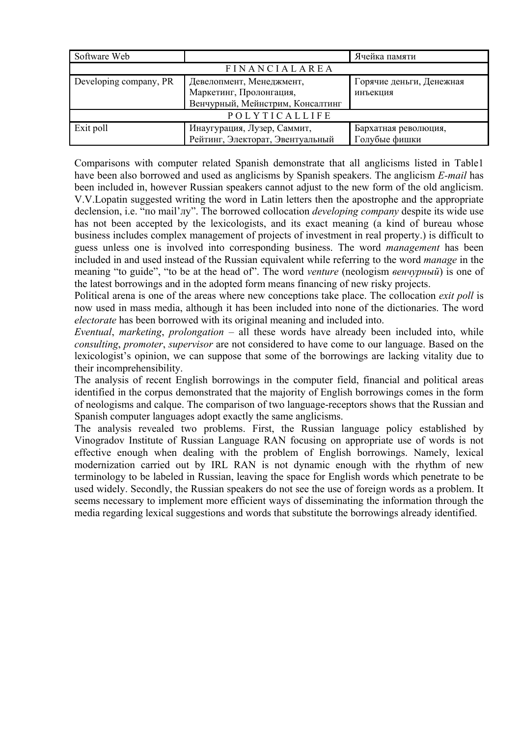| | | |
|---|---|---|
| Software Web | | Ячейка памяти |
| F I N A N C I A L A R E A | | |
| Developing company, PR | Девелопмент, Менеджмент, Маркетинг, Пролонгация, Венчурный, Мейнстрим, Консалтинг | Горячие деньги, Денежная инъекция |
| P O L Y T I C A L L I F E | | |
| Exit poll | Инаугурация, Лузер, Саммит, Рейтинг, Электорат, Эвентуальный | Бархатная революция, Голубые фишки |

Comparisons with computer related Spanish demonstrate that all anglicisms listed in Table1 have been also borrowed and used as anglicisms by Spanish speakers. The anglicism *E-mail* has been included in, however Russian speakers cannot adjust to the new form of the old anglicism. V.V.Lopatin suggested writing the word in Latin letters then the apostrophe and the appropriate declension, i.e. "по mail'лу". The borrowed collocation *developing company* despite its wide use has not been accepted by the lexicologists, and its exact meaning (a kind of bureau whose business includes complex management of projects of investment in real property.) is difficult to guess unless one is involved into corresponding business. The word *management* has been included in and used instead of the Russian equivalent while referring to the word *manage* in the meaning "to guide", "to be at the head of". The word *venture* (neologism *венчурный*) is one of the latest borrowings and in the adopted form means financing of new risky projects.

Political arena is one of the areas where new conceptions take place. The collocation *exit poll* is now used in mass media, although it has been included into none of the dictionaries. The word *electorate* has been borrowed with its original meaning and included into.

*Eventual*, *marketing*, *prolongation* – all these words have already been included into, while *consulting*, *promoter*, *supervisor* are not considered to have come to our language. Based on the lexicologist's opinion, we can suppose that some of the borrowings are lacking vitality due to their incomprehensibility.

The analysis of recent English borrowings in the computer field, financial and political areas identified in the corpus demonstrated that the majority of English borrowings comes in the form of neologisms and calque. The comparison of two language-receptors shows that the Russian and Spanish computer languages adopt exactly the same anglicisms.

The analysis revealed two problems. First, the Russian language policy established by Vinogradov Institute of Russian Language RAN focusing on appropriate use of words is not effective enough when dealing with the problem of English borrowings. Namely, lexical modernization carried out by IRL RAN is not dynamic enough with the rhythm of new terminology to be labeled in Russian, leaving the space for English words which penetrate to be used widely. Secondly, the Russian speakers do not see the use of foreign words as a problem. It seems necessary to implement more efficient ways of disseminating the information through the media regarding lexical suggestions and words that substitute the borrowings already identified.